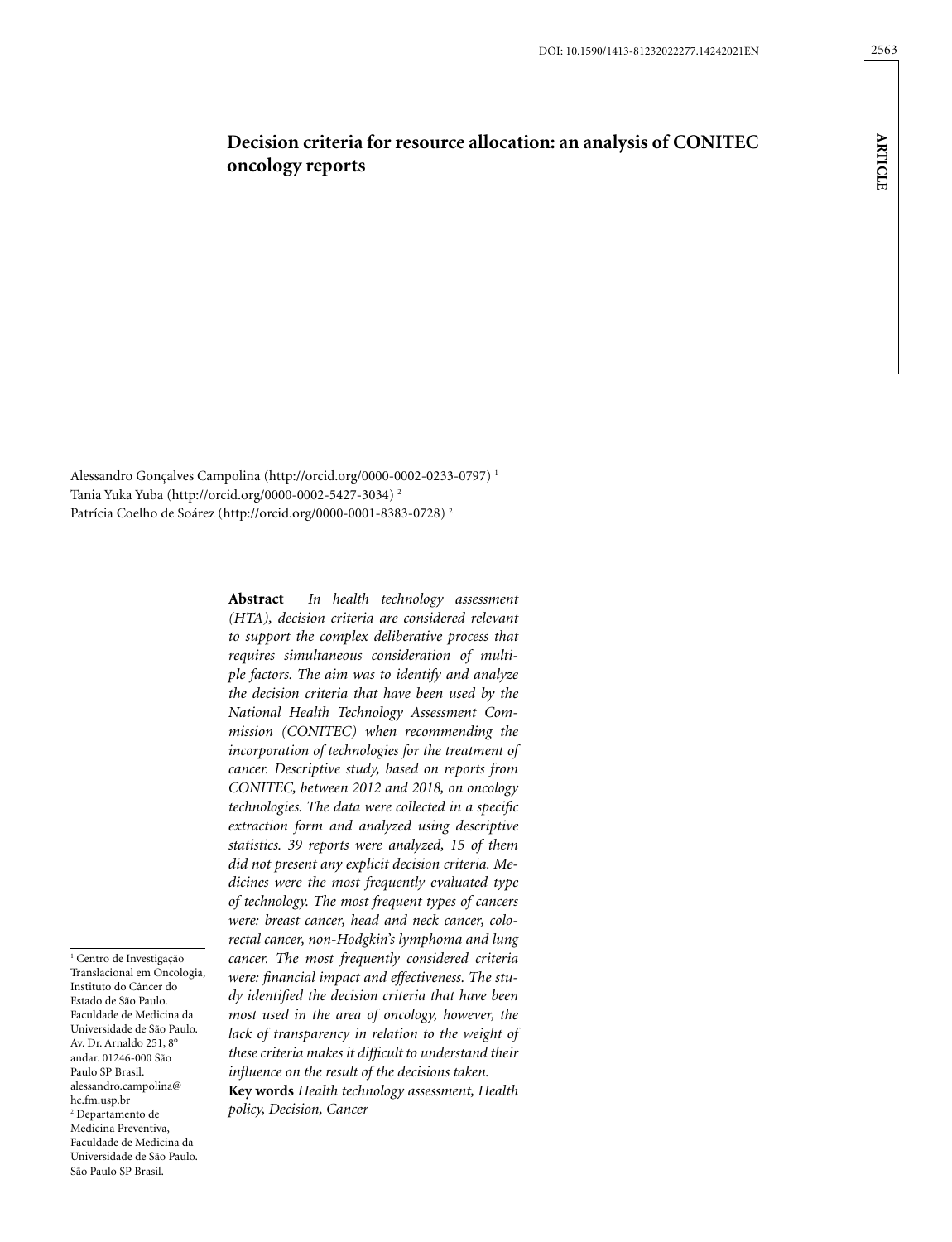# Decision criteria for resource allocation: an analysis of CONITEC oncology reports

Alessandro Gonçalves Campolina (http://orcid.org/0000-0002-0233-0797) [1]
Tania Yuka Yuba (http://orcid.org/0000-0002-5427-3034) [2]
Patrícia Coelho de Soárez (http://orcid.org/0000-0001-8383-0728) [2]

**Abstract** *In health technology assessment (HTA), decision criteria are considered relevant to support the complex deliberative process that requires simultaneous consideration of multiple factors. The aim was to identify and analyze the decision criteria that have been used by the National Health Technology Assessment Commission (CONITEC) when recommending the incorporation of technologies for the treatment of cancer. Descriptive study, based on reports from CONITEC, between 2012 and 2018, on oncology technologies. The data were collected in a specific extraction form and analyzed using descriptive statistics. 39 reports were analyzed, 15 of them did not present any explicit decision criteria. Medicines were the most frequently evaluated type of technology. The most frequent types of cancers were: breast cancer, head and neck cancer, colorectal cancer, non-Hodgkin's lymphoma and lung cancer. The most frequently considered criteria were: financial impact and effectiveness. The study identified the decision criteria that have been most used in the area of oncology, however, the lack of transparency in relation to the weight of these criteria makes it difficult to understand their influence on the result of the decisions taken.*

**Key words** *Health technology assessment, Health policy, Decision, Cancer*

[1] Centro de Investigação Translacional em Oncologia, Instituto do Câncer do Estado de São Paulo. Faculdade de Medicina da Universidade de São Paulo. Av. Dr. Arnaldo 251, 8º andar. 01246-000 São Paulo SP Brasil. alessandro.campolina@hc.fm.usp.br

[2] Departamento de Medicina Preventiva, Faculdade de Medicina da Universidade de São Paulo. São Paulo SP Brasil.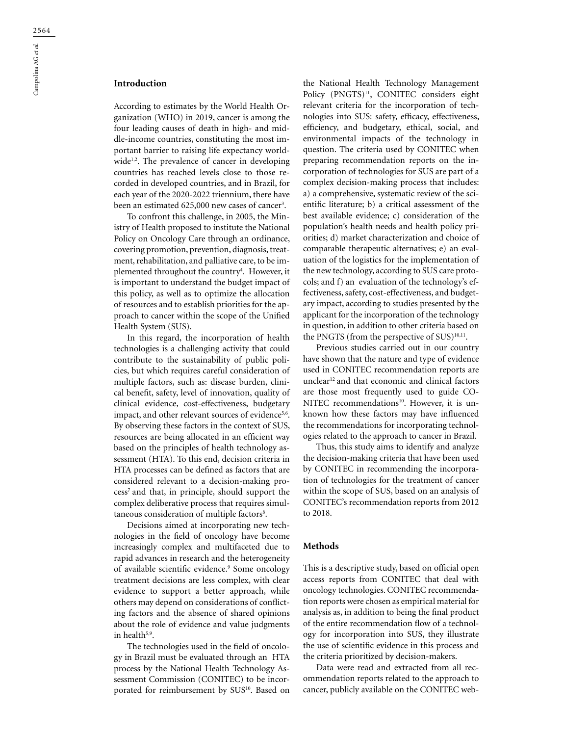## Introduction

According to estimates by the World Health Organization (WHO) in 2019, cancer is among the four leading causes of death in high- and middle-income countries, constituting the most important barrier to raising life expectancy worldwide[1,2]. The prevalence of cancer in developing countries has reached levels close to those recorded in developed countries, and in Brazil, for each year of the 2020-2022 triennium, there have been an estimated 625,000 new cases of cancer[3].

To confront this challenge, in 2005, the Ministry of Health proposed to institute the National Policy on Oncology Care through an ordinance, covering promotion, prevention, diagnosis, treatment, rehabilitation, and palliative care, to be implemented throughout the country[4]. However, it is important to understand the budget impact of this policy, as well as to optimize the allocation of resources and to establish priorities for the approach to cancer within the scope of the Unified Health System (SUS).

In this regard, the incorporation of health technologies is a challenging activity that could contribute to the sustainability of public policies, but which requires careful consideration of multiple factors, such as: disease burden, clinical benefit, safety, level of innovation, quality of clinical evidence, cost-effectiveness, budgetary impact, and other relevant sources of evidence[5,6]. By observing these factors in the context of SUS, resources are being allocated in an efficient way based on the principles of health technology assessment (HTA). To this end, decision criteria in HTA processes can be defined as factors that are considered relevant to a decision-making process[7] and that, in principle, should support the complex deliberative process that requires simultaneous consideration of multiple factors[8].

Decisions aimed at incorporating new technologies in the field of oncology have become increasingly complex and multifaceted due to rapid advances in research and the heterogeneity of available scientific evidence.[9] Some oncology treatment decisions are less complex, with clear evidence to support a better approach, while others may depend on considerations of conflicting factors and the absence of shared opinions about the role of evidence and value judgments in health[5,9].

The technologies used in the field of oncology in Brazil must be evaluated through an HTA process by the National Health Technology Assessment Commission (CONITEC) to be incorporated for reimbursement by SUS[10]. Based on the National Health Technology Management Policy (PNGTS)[11], CONITEC considers eight relevant criteria for the incorporation of technologies into SUS: safety, efficacy, effectiveness, efficiency, and budgetary, ethical, social, and environmental impacts of the technology in question. The criteria used by CONITEC when preparing recommendation reports on the incorporation of technologies for SUS are part of a complex decision-making process that includes: a) a comprehensive, systematic review of the scientific literature; b) a critical assessment of the best available evidence; c) consideration of the population's health needs and health policy priorities; d) market characterization and choice of comparable therapeutic alternatives; e) an evaluation of the logistics for the implementation of the new technology, according to SUS care protocols; and f) an evaluation of the technology's effectiveness, safety, cost-effectiveness, and budgetary impact, according to studies presented by the applicant for the incorporation of the technology in question, in addition to other criteria based on the PNGTS (from the perspective of SUS)[10,11].

Previous studies carried out in our country have shown that the nature and type of evidence used in CONITEC recommendation reports are unclear[12] and that economic and clinical factors are those most frequently used to guide CONITEC recommendations[10]. However, it is unknown how these factors may have influenced the recommendations for incorporating technologies related to the approach to cancer in Brazil.

Thus, this study aims to identify and analyze the decision-making criteria that have been used by CONITEC in recommending the incorporation of technologies for the treatment of cancer within the scope of SUS, based on an analysis of CONITEC's recommendation reports from 2012 to 2018.

## Methods

This is a descriptive study, based on official open access reports from CONITEC that deal with oncology technologies. CONITEC recommendation reports were chosen as empirical material for analysis as, in addition to being the final product of the entire recommendation flow of a technology for incorporation into SUS, they illustrate the use of scientific evidence in this process and the criteria prioritized by decision-makers.

Data were read and extracted from all recommendation reports related to the approach to cancer, publicly available on the CONITEC web-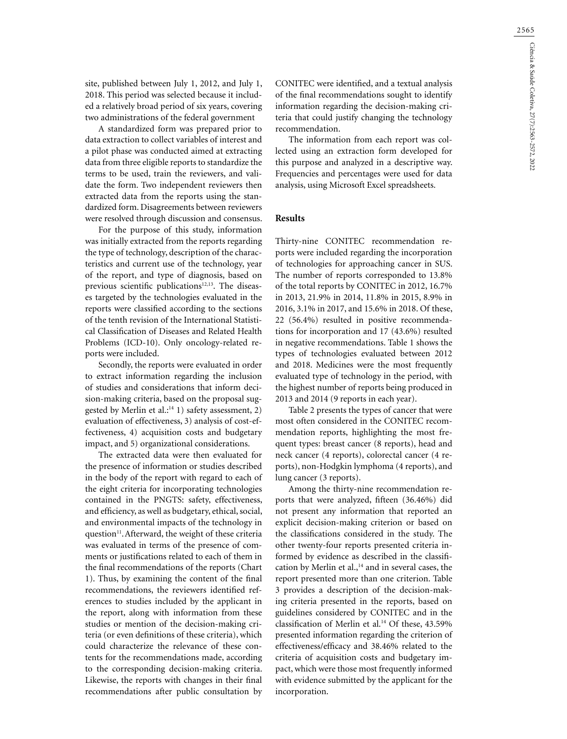site, published between July 1, 2012, and July 1, 2018. This period was selected because it included a relatively broad period of six years, covering two administrations of the federal government

A standardized form was prepared prior to data extraction to collect variables of interest and a pilot phase was conducted aimed at extracting data from three eligible reports to standardize the terms to be used, train the reviewers, and validate the form. Two independent reviewers then extracted data from the reports using the standardized form. Disagreements between reviewers were resolved through discussion and consensus.

For the purpose of this study, information was initially extracted from the reports regarding the type of technology, description of the characteristics and current use of the technology, year of the report, and type of diagnosis, based on previous scientific publications[12,13]. The diseases targeted by the technologies evaluated in the reports were classified according to the sections of the tenth revision of the International Statistical Classification of Diseases and Related Health Problems (ICD-10). Only oncology-related reports were included.

Secondly, the reports were evaluated in order to extract information regarding the inclusion of studies and considerations that inform decision-making criteria, based on the proposal suggested by Merlin et al.:[14] 1) safety assessment, 2) evaluation of effectiveness, 3) analysis of cost-effectiveness, 4) acquisition costs and budgetary impact, and 5) organizational considerations.

The extracted data were then evaluated for the presence of information or studies described in the body of the report with regard to each of the eight criteria for incorporating technologies contained in the PNGTS: safety, effectiveness, and efficiency, as well as budgetary, ethical, social, and environmental impacts of the technology in question[11]. Afterward, the weight of these criteria was evaluated in terms of the presence of comments or justifications related to each of them in the final recommendations of the reports (Chart 1). Thus, by examining the content of the final recommendations, the reviewers identified references to studies included by the applicant in the report, along with information from these studies or mention of the decision-making criteria (or even definitions of these criteria), which could characterize the relevance of these contents for the recommendations made, according to the corresponding decision-making criteria. Likewise, the reports with changes in their final recommendations after public consultation by CONITEC were identified, and a textual analysis of the final recommendations sought to identify information regarding the decision-making criteria that could justify changing the technology recommendation.

The information from each report was collected using an extraction form developed for this purpose and analyzed in a descriptive way. Frequencies and percentages were used for data analysis, using Microsoft Excel spreadsheets.

## Results

Thirty-nine CONITEC recommendation reports were included regarding the incorporation of technologies for approaching cancer in SUS. The number of reports corresponded to 13.8% of the total reports by CONITEC in 2012, 16.7% in 2013, 21.9% in 2014, 11.8% in 2015, 8.9% in 2016, 3.1% in 2017, and 15.6% in 2018. Of these, 22 (56.4%) resulted in positive recommendations for incorporation and 17 (43.6%) resulted in negative recommendations. Table 1 shows the types of technologies evaluated between 2012 and 2018. Medicines were the most frequently evaluated type of technology in the period, with the highest number of reports being produced in 2013 and 2014 (9 reports in each year).

Table 2 presents the types of cancer that were most often considered in the CONITEC recommendation reports, highlighting the most frequent types: breast cancer (8 reports), head and neck cancer (4 reports), colorectal cancer (4 reports), non-Hodgkin lymphoma (4 reports), and lung cancer (3 reports).

Among the thirty-nine recommendation reports that were analyzed, fifteen (36.46%) did not present any information that reported an explicit decision-making criterion or based on the classifications considered in the study. The other twenty-four reports presented criteria informed by evidence as described in the classification by Merlin et al.,[14] and in several cases, the report presented more than one criterion. Table 3 provides a description of the decision-making criteria presented in the reports, based on guidelines considered by CONITEC and in the classification of Merlin et al.[14] Of these, 43.59% presented information regarding the criterion of effectiveness/efficacy and 38.46% related to the criteria of acquisition costs and budgetary impact, which were those most frequently informed with evidence submitted by the applicant for the incorporation.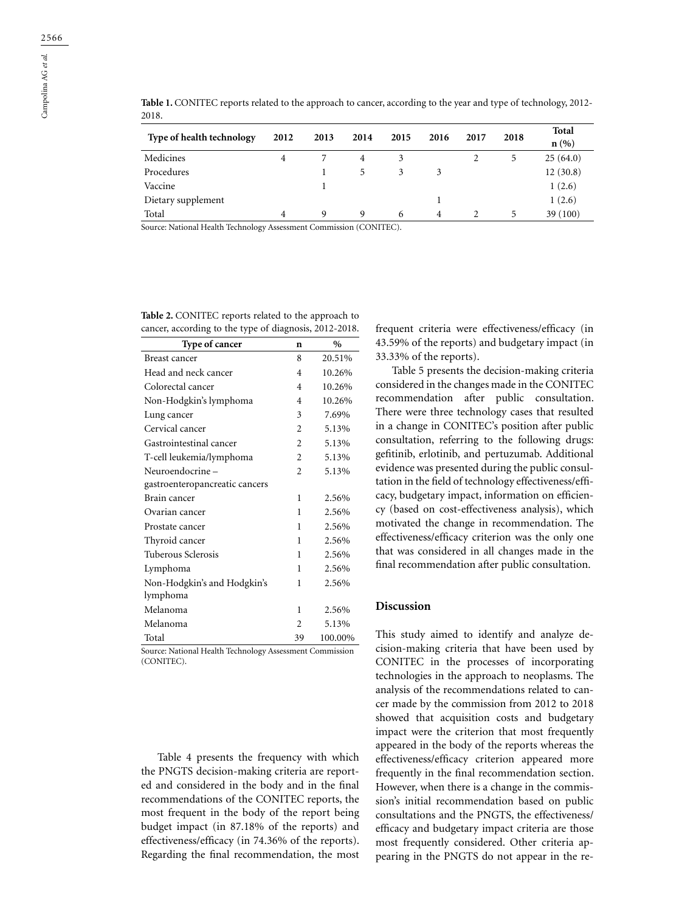**Table 1.** CONITEC reports related to the approach to cancer, according to the year and type of technology, 2012-2018.

| Type of health technology | 2012 | 2013 | 2014 | 2015 | 2016 | 2017 | 2018 | Total n (%) |
|---|---|---|---|---|---|---|---|---|
| Medicines | 4 | 7 | 4 | 3 | | 2 | 5 | 25 (64.0) |
| Procedures | | 1 | 5 | 3 | 3 | | | 12 (30.8) |
| Vaccine | | 1 | | | | | | 1 (2.6) |
| Dietary supplement | | | | | 1 | | | 1 (2.6) |
| Total | 4 | 9 | 9 | 6 | 4 | 2 | 5 | 39 (100) |

Source: National Health Technology Assessment Commission (CONITEC).

**Table 2.** CONITEC reports related to the approach to cancer, according to the type of diagnosis, 2012-2018.

| Type of cancer | n | % |
|---|---|---|
| Breast cancer | 8 | 20.51% |
| Head and neck cancer | 4 | 10.26% |
| Colorectal cancer | 4 | 10.26% |
| Non-Hodgkin's lymphoma | 4 | 10.26% |
| Lung cancer | 3 | 7.69% |
| Cervical cancer | 2 | 5.13% |
| Gastrointestinal cancer | 2 | 5.13% |
| T-cell leukemia/lymphoma | 2 | 5.13% |
| Neuroendocrine – gastroenteropancreatic cancers | 2 | 5.13% |
| Brain cancer | 1 | 2.56% |
| Ovarian cancer | 1 | 2.56% |
| Prostate cancer | 1 | 2.56% |
| Thyroid cancer | 1 | 2.56% |
| Tuberous Sclerosis | 1 | 2.56% |
| Lymphoma | 1 | 2.56% |
| Non-Hodgkin's and Hodgkin's lymphoma | 1 | 2.56% |
| Melanoma | 1 | 2.56% |
| Melanoma | 2 | 5.13% |
| Total | 39 | 100.00% |

Source: National Health Technology Assessment Commission (CONITEC).

Table 4 presents the frequency with which the PNGTS decision-making criteria are reported and considered in the body and in the final recommendations of the CONITEC reports, the most frequent in the body of the report being budget impact (in 87.18% of the reports) and effectiveness/efficacy (in 74.36% of the reports). Regarding the final recommendation, the most frequent criteria were effectiveness/efficacy (in 43.59% of the reports) and budgetary impact (in 33.33% of the reports).

Table 5 presents the decision-making criteria considered in the changes made in the CONITEC recommendation after public consultation. There were three technology cases that resulted in a change in CONITEC's position after public consultation, referring to the following drugs: gefitinib, erlotinib, and pertuzumab. Additional evidence was presented during the public consultation in the field of technology effectiveness/efficacy, budgetary impact, information on efficiency (based on cost-effectiveness analysis), which motivated the change in recommendation. The effectiveness/efficacy criterion was the only one that was considered in all changes made in the final recommendation after public consultation.

## Discussion

This study aimed to identify and analyze decision-making criteria that have been used by CONITEC in the processes of incorporating technologies in the approach to neoplasms. The analysis of the recommendations related to cancer made by the commission from 2012 to 2018 showed that acquisition costs and budgetary impact were the criterion that most frequently appeared in the body of the reports whereas the effectiveness/efficacy criterion appeared more frequently in the final recommendation section. However, when there is a change in the commission's initial recommendation based on public consultations and the PNGTS, the effectiveness/efficacy and budgetary impact criteria are those most frequently considered. Other criteria appearing in the PNGTS do not appear in the re-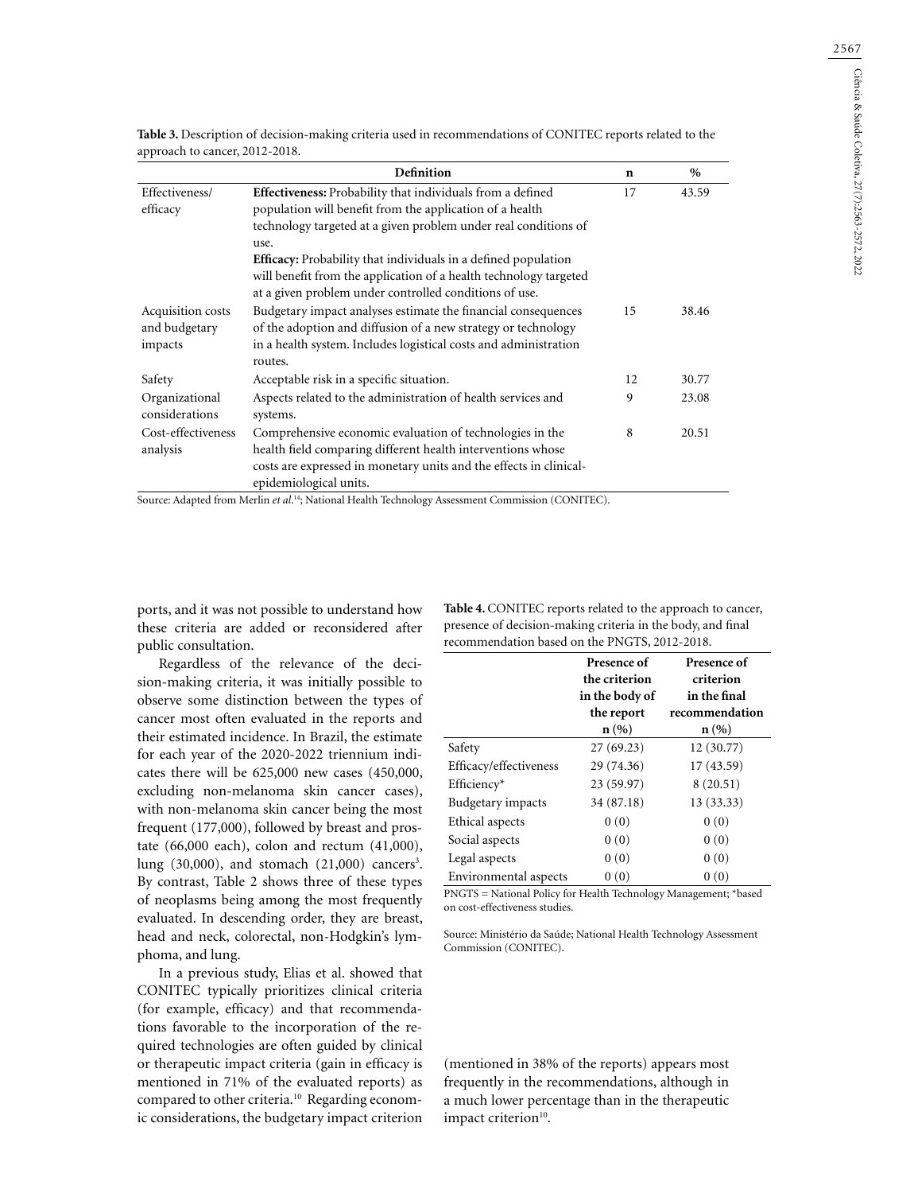**Table 3.** Description of decision-making criteria used in recommendations of CONITEC reports related to the approach to cancer, 2012-2018.

| | Definition | n | % |
|---|---|---|---|
| Effectiveness/ efficacy | **Effectiveness:** Probability that individuals from a defined population will benefit from the application of a health technology targeted at a given problem under real conditions of use. **Efficacy:** Probability that individuals in a defined population will benefit from the application of a health technology targeted at a given problem under controlled conditions of use. | 17 | 43.59 |
| Acquisition costs and budgetary impacts | Budgetary impact analyses estimate the financial consequences of the adoption and diffusion of a new strategy or technology in a health system. Includes logistical costs and administration routes. | 15 | 38.46 |
| Safety | Acceptable risk in a specific situation. | 12 | 30.77 |
| Organizational considerations | Aspects related to the administration of health services and systems. | 9 | 23.08 |
| Cost-effectiveness analysis | Comprehensive economic evaluation of technologies in the health field comparing different health interventions whose costs are expressed in monetary units and the effects in clinical-epidemiological units. | 8 | 20.51 |

Source: Adapted from Merlin *et al.*[14]; National Health Technology Assessment Commission (CONITEC).

ports, and it was not possible to understand how these criteria are added or reconsidered after public consultation.

Regardless of the relevance of the decision-making criteria, it was initially possible to observe some distinction between the types of cancer most often evaluated in the reports and their estimated incidence. In Brazil, the estimate for each year of the 2020-2022 triennium indicates there will be 625,000 new cases (450,000, excluding non-melanoma skin cancer cases), with non-melanoma skin cancer being the most frequent (177,000), followed by breast and prostate (66,000 each), colon and rectum (41,000), lung (30,000), and stomach (21,000) cancers[3]. By contrast, Table 2 shows three of these types of neoplasms being among the most frequently evaluated. In descending order, they are breast, head and neck, colorectal, non-Hodgkin's lymphoma, and lung.

In a previous study, Elias et al. showed that CONITEC typically prioritizes clinical criteria (for example, efficacy) and that recommendations favorable to the incorporation of the required technologies are often guided by clinical or therapeutic impact criteria (gain in efficacy is mentioned in 71% of the evaluated reports) as compared to other criteria.[10] Regarding economic considerations, the budgetary impact criterion (mentioned in 38% of the reports) appears most frequently in the recommendations, although in a much lower percentage than in the therapeutic impact criterion[10].

**Table 4.** CONITEC reports related to the approach to cancer, presence of decision-making criteria in the body, and final recommendation based on the PNGTS, 2012-2018.

| | Presence of the criterion in the body of the report n (%) | Presence of criterion in the final recommendation n (%) |
|---|---|---|
| Safety | 27 (69.23) | 12 (30.77) |
| Efficacy/effectiveness | 29 (74.36) | 17 (43.59) |
| Efficiency* | 23 (59.97) | 8 (20.51) |
| Budgetary impacts | 34 (87.18) | 13 (33.33) |
| Ethical aspects | 0 (0) | 0 (0) |
| Social aspects | 0 (0) | 0 (0) |
| Legal aspects | 0 (0) | 0 (0) |
| Environmental aspects | 0 (0) | 0 (0) |

PNGTS = National Policy for Health Technology Management; *based on cost-effectiveness studies.

Source: Ministério da Saúde; National Health Technology Assessment Commission (CONITEC).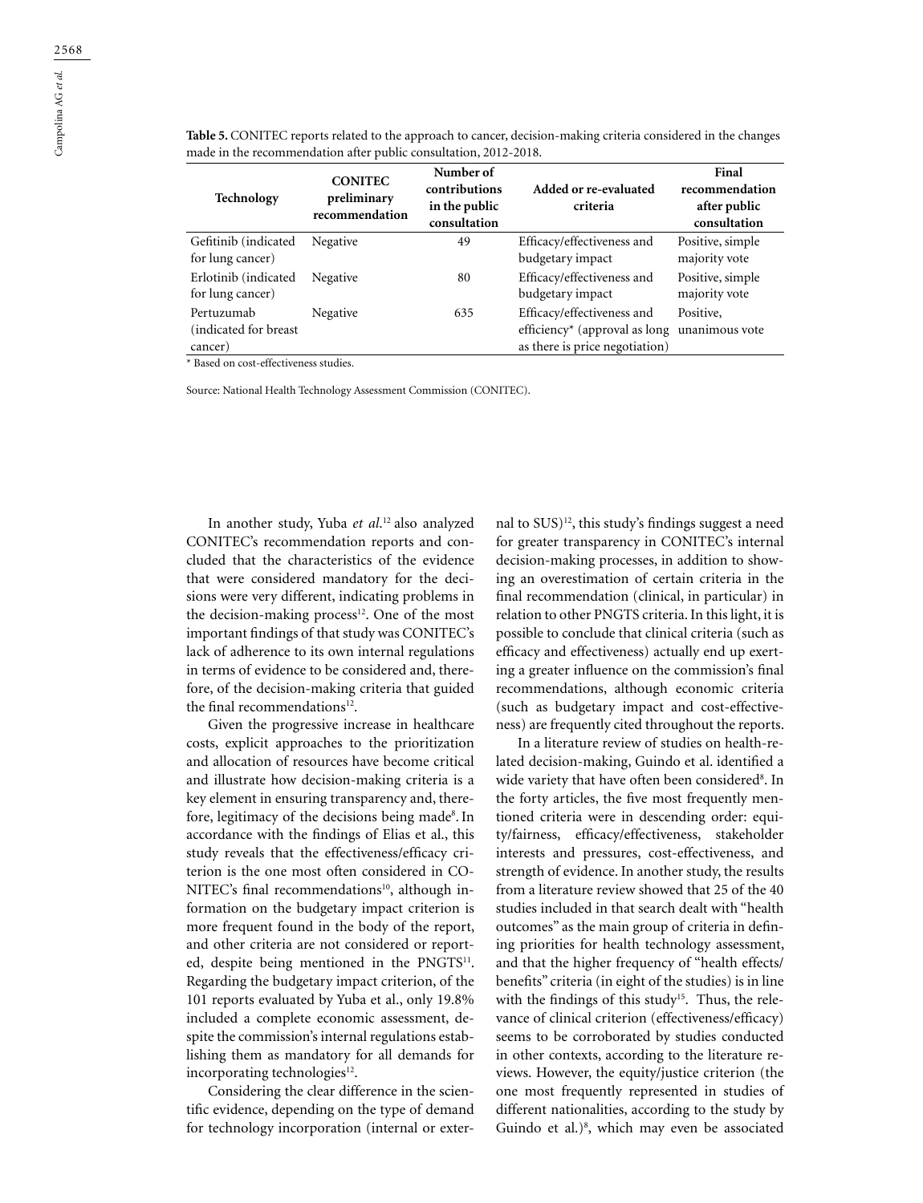**Table 5.** CONITEC reports related to the approach to cancer, decision-making criteria considered in the changes made in the recommendation after public consultation, 2012-2018.

| Technology | CONITEC preliminary recommendation | Number of contributions in the public consultation | Added or re-evaluated criteria | Final recommendation after public consultation |
|---|---|---|---|---|
| Gefitinib (indicated for lung cancer) | Negative | 49 | Efficacy/effectiveness and budgetary impact | Positive, simple majority vote |
| Erlotinib (indicated for lung cancer) | Negative | 80 | Efficacy/effectiveness and budgetary impact | Positive, simple majority vote |
| Pertuzumab (indicated for breast cancer) | Negative | 635 | Efficacy/effectiveness and efficiency* (approval as long as there is price negotiation) | Positive, unanimous vote |

* Based on cost-effectiveness studies.

Source: National Health Technology Assessment Commission (CONITEC).

In another study, Yuba *et al.*[12] also analyzed CONITEC's recommendation reports and concluded that the characteristics of the evidence that were considered mandatory for the decisions were very different, indicating problems in the decision-making process[12]. One of the most important findings of that study was CONITEC's lack of adherence to its own internal regulations in terms of evidence to be considered and, therefore, of the decision-making criteria that guided the final recommendations[12].

Given the progressive increase in healthcare costs, explicit approaches to the prioritization and allocation of resources have become critical and illustrate how decision-making criteria is a key element in ensuring transparency and, therefore, legitimacy of the decisions being made[8]. In accordance with the findings of Elias et al., this study reveals that the effectiveness/efficacy criterion is the one most often considered in CONITEC's final recommendations[10], although information on the budgetary impact criterion is more frequent found in the body of the report, and other criteria are not considered or reported, despite being mentioned in the PNGTS[11]. Regarding the budgetary impact criterion, of the 101 reports evaluated by Yuba et al., only 19.8% included a complete economic assessment, despite the commission's internal regulations establishing them as mandatory for all demands for incorporating technologies[12].

Considering the clear difference in the scientific evidence, depending on the type of demand for technology incorporation (internal or external to SUS)[12], this study's findings suggest a need for greater transparency in CONITEC's internal decision-making processes, in addition to showing an overestimation of certain criteria in the final recommendation (clinical, in particular) in relation to other PNGTS criteria. In this light, it is possible to conclude that clinical criteria (such as efficacy and effectiveness) actually end up exerting a greater influence on the commission's final recommendations, although economic criteria (such as budgetary impact and cost-effectiveness) are frequently cited throughout the reports.

In a literature review of studies on health-related decision-making, Guindo et al. identified a wide variety that have often been considered[8]. In the forty articles, the five most frequently mentioned criteria were in descending order: equity/fairness, efficacy/effectiveness, stakeholder interests and pressures, cost-effectiveness, and strength of evidence. In another study, the results from a literature review showed that 25 of the 40 studies included in that search dealt with "health outcomes" as the main group of criteria in defining priorities for health technology assessment, and that the higher frequency of "health effects/benefits" criteria (in eight of the studies) is in line with the findings of this study[15]. Thus, the relevance of clinical criterion (effectiveness/efficacy) seems to be corroborated by studies conducted in other contexts, according to the literature reviews. However, the equity/justice criterion (the one most frequently represented in studies of different nationalities, according to the study by Guindo et al.)[8], which may even be associated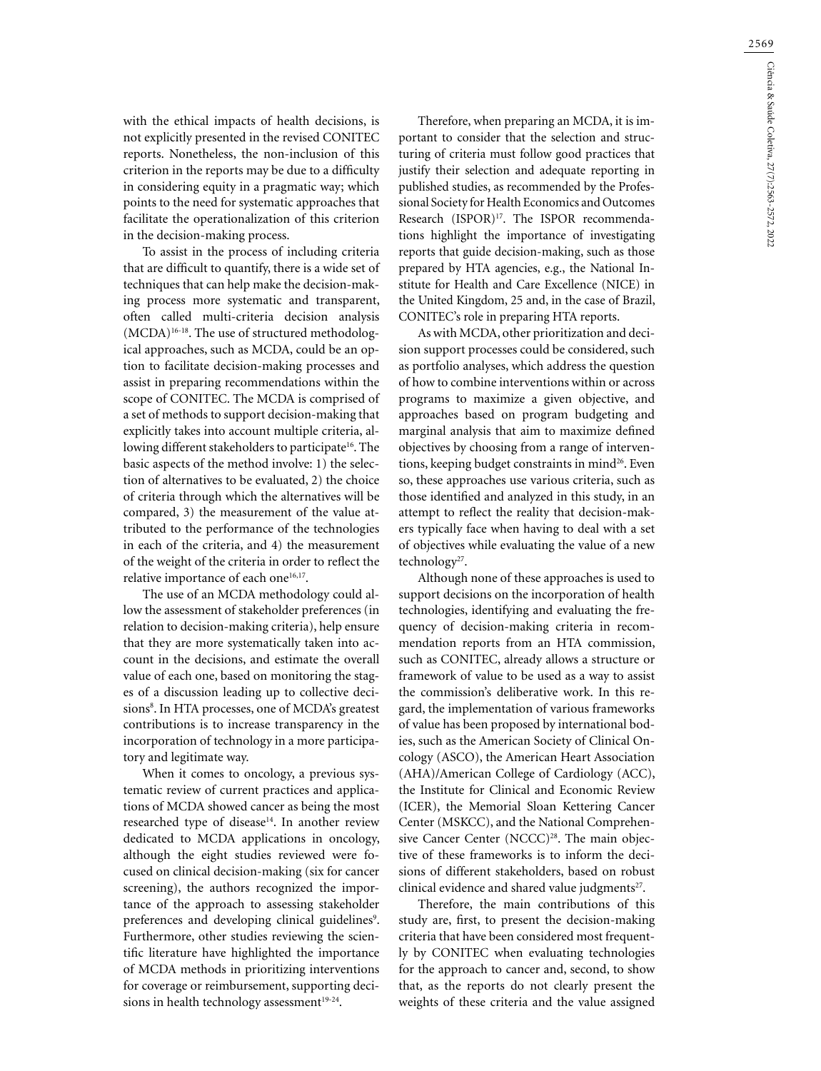with the ethical impacts of health decisions, is not explicitly presented in the revised CONITEC reports. Nonetheless, the non-inclusion of this criterion in the reports may be due to a difficulty in considering equity in a pragmatic way; which points to the need for systematic approaches that facilitate the operationalization of this criterion in the decision-making process.

To assist in the process of including criteria that are difficult to quantify, there is a wide set of techniques that can help make the decision-making process more systematic and transparent, often called multi-criteria decision analysis (MCDA)[16-18]. The use of structured methodological approaches, such as MCDA, could be an option to facilitate decision-making processes and assist in preparing recommendations within the scope of CONITEC. The MCDA is comprised of a set of methods to support decision-making that explicitly takes into account multiple criteria, allowing different stakeholders to participate[16]. The basic aspects of the method involve: 1) the selection of alternatives to be evaluated, 2) the choice of criteria through which the alternatives will be compared, 3) the measurement of the value attributed to the performance of the technologies in each of the criteria, and 4) the measurement of the weight of the criteria in order to reflect the relative importance of each one[16,17].

The use of an MCDA methodology could allow the assessment of stakeholder preferences (in relation to decision-making criteria), help ensure that they are more systematically taken into account in the decisions, and estimate the overall value of each one, based on monitoring the stages of a discussion leading up to collective decisions[8]. In HTA processes, one of MCDA's greatest contributions is to increase transparency in the incorporation of technology in a more participatory and legitimate way.

When it comes to oncology, a previous systematic review of current practices and applications of MCDA showed cancer as being the most researched type of disease[14]. In another review dedicated to MCDA applications in oncology, although the eight studies reviewed were focused on clinical decision-making (six for cancer screening), the authors recognized the importance of the approach to assessing stakeholder preferences and developing clinical guidelines[9]. Furthermore, other studies reviewing the scientific literature have highlighted the importance of MCDA methods in prioritizing interventions for coverage or reimbursement, supporting decisions in health technology assessment[19-24].

Therefore, when preparing an MCDA, it is important to consider that the selection and structuring of criteria must follow good practices that justify their selection and adequate reporting in published studies, as recommended by the Professional Society for Health Economics and Outcomes Research (ISPOR)[17]. The ISPOR recommendations highlight the importance of investigating reports that guide decision-making, such as those prepared by HTA agencies, e.g., the National Institute for Health and Care Excellence (NICE) in the United Kingdom, 25 and, in the case of Brazil, CONITEC's role in preparing HTA reports.

As with MCDA, other prioritization and decision support processes could be considered, such as portfolio analyses, which address the question of how to combine interventions within or across programs to maximize a given objective, and approaches based on program budgeting and marginal analysis that aim to maximize defined objectives by choosing from a range of interventions, keeping budget constraints in mind[26]. Even so, these approaches use various criteria, such as those identified and analyzed in this study, in an attempt to reflect the reality that decision-makers typically face when having to deal with a set of objectives while evaluating the value of a new technology[27].

Although none of these approaches is used to support decisions on the incorporation of health technologies, identifying and evaluating the frequency of decision-making criteria in recommendation reports from an HTA commission, such as CONITEC, already allows a structure or framework of value to be used as a way to assist the commission's deliberative work. In this regard, the implementation of various frameworks of value has been proposed by international bodies, such as the American Society of Clinical Oncology (ASCO), the American Heart Association (AHA)/American College of Cardiology (ACC), the Institute for Clinical and Economic Review (ICER), the Memorial Sloan Kettering Cancer Center (MSKCC), and the National Comprehensive Cancer Center (NCCC)[28]. The main objective of these frameworks is to inform the decisions of different stakeholders, based on robust clinical evidence and shared value judgments[27].

Therefore, the main contributions of this study are, first, to present the decision-making criteria that have been considered most frequently by CONITEC when evaluating technologies for the approach to cancer and, second, to show that, as the reports do not clearly present the weights of these criteria and the value assigned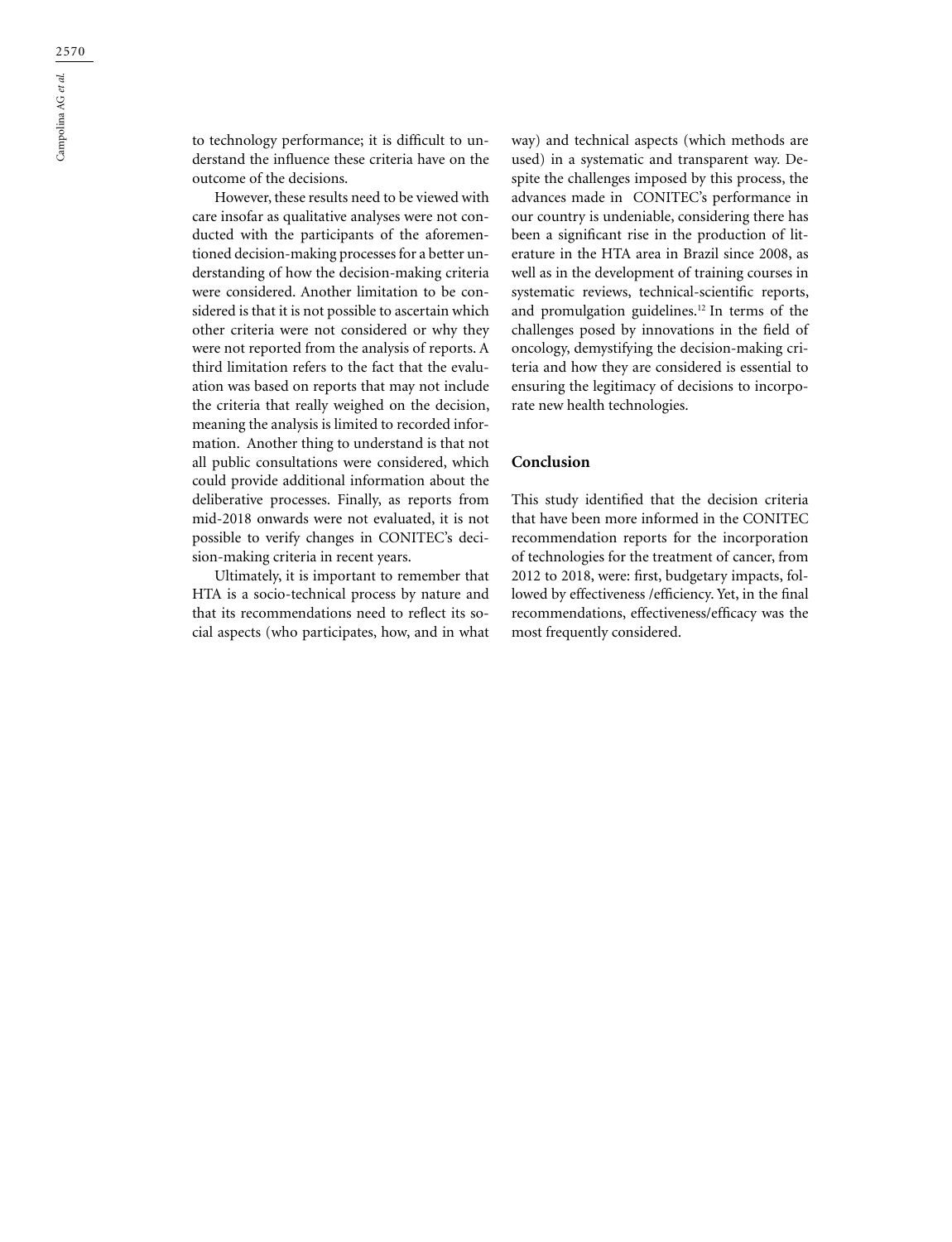to technology performance; it is difficult to understand the influence these criteria have on the outcome of the decisions.

However, these results need to be viewed with care insofar as qualitative analyses were not conducted with the participants of the aforementioned decision-making processes for a better understanding of how the decision-making criteria were considered. Another limitation to be considered is that it is not possible to ascertain which other criteria were not considered or why they were not reported from the analysis of reports. A third limitation refers to the fact that the evaluation was based on reports that may not include the criteria that really weighed on the decision, meaning the analysis is limited to recorded information. Another thing to understand is that not all public consultations were considered, which could provide additional information about the deliberative processes. Finally, as reports from mid-2018 onwards were not evaluated, it is not possible to verify changes in CONITEC's decision-making criteria in recent years.

Ultimately, it is important to remember that HTA is a socio-technical process by nature and that its recommendations need to reflect its social aspects (who participates, how, and in what way) and technical aspects (which methods are used) in a systematic and transparent way. Despite the challenges imposed by this process, the advances made in CONITEC's performance in our country is undeniable, considering there has been a significant rise in the production of literature in the HTA area in Brazil since 2008, as well as in the development of training courses in systematic reviews, technical-scientific reports, and promulgation guidelines.[12] In terms of the challenges posed by innovations in the field of oncology, demystifying the decision-making criteria and how they are considered is essential to ensuring the legitimacy of decisions to incorporate new health technologies.

## Conclusion

This study identified that the decision criteria that have been more informed in the CONITEC recommendation reports for the incorporation of technologies for the treatment of cancer, from 2012 to 2018, were: first, budgetary impacts, followed by effectiveness /efficiency. Yet, in the final recommendations, effectiveness/efficacy was the most frequently considered.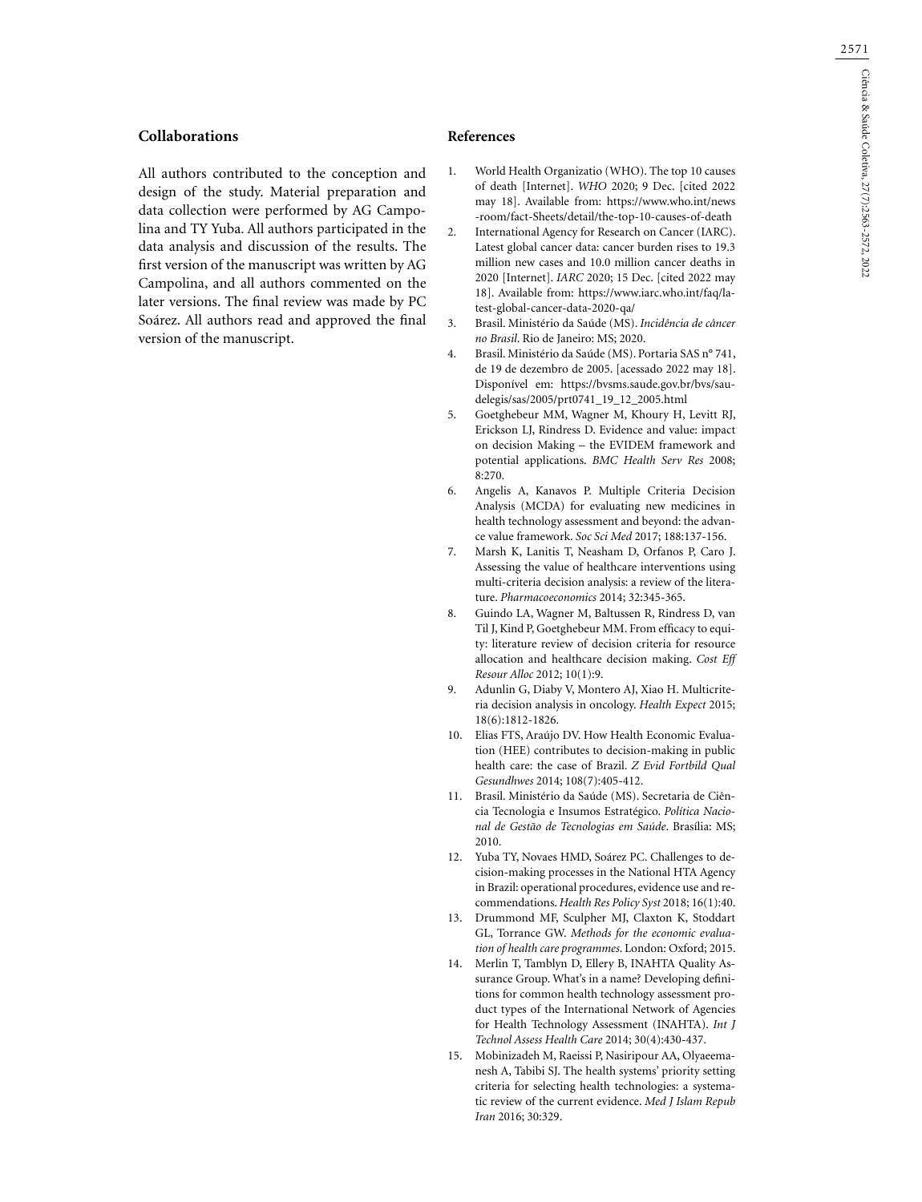## Collaborations

All authors contributed to the conception and design of the study. Material preparation and data collection were performed by AG Campolina and TY Yuba. All authors participated in the data analysis and discussion of the results. The first version of the manuscript was written by AG Campolina, and all authors commented on the later versions. The final review was made by PC Soárez. All authors read and approved the final version of the manuscript.

## References

1. World Health Organizatio (WHO). The top 10 causes of death [Internet]. *WHO* 2020; 9 Dec. [cited 2022 may 18]. Available from: https://www.who.int/news-room/fact-Sheets/detail/the-top-10-causes-of-death
2. International Agency for Research on Cancer (IARC). Latest global cancer data: cancer burden rises to 19.3 million new cases and 10.0 million cancer deaths in 2020 [Internet]. *IARC* 2020; 15 Dec. [cited 2022 may 18]. Available from: https://www.iarc.who.int/faq/latest-global-cancer-data-2020-qa/
3. Brasil. Ministério da Saúde (MS). *Incidência de câncer no Brasil*. Rio de Janeiro: MS; 2020.
4. Brasil. Ministério da Saúde (MS). Portaria SAS nº 741, de 19 de dezembro de 2005. [acessado 2022 may 18]. Disponível em: https://bvsms.saude.gov.br/bvs/saudelegis/sas/2005/prt0741_19_12_2005.html
5. Goetghebeur MM, Wagner M, Khoury H, Levitt RJ, Erickson LJ, Rindress D. Evidence and value: impact on decision Making – the EVIDEM framework and potential applications. *BMC Health Serv Res* 2008; 8:270.
6. Angelis A, Kanavos P. Multiple Criteria Decision Analysis (MCDA) for evaluating new medicines in health technology assessment and beyond: the advance value framework. *Soc Sci Med* 2017; 188:137-156.
7. Marsh K, Lanitis T, Neasham D, Orfanos P, Caro J. Assessing the value of healthcare interventions using multi-criteria decision analysis: a review of the literature. *Pharmacoeconomics* 2014; 32:345-365.
8. Guindo LA, Wagner M, Baltussen R, Rindress D, van Til J, Kind P, Goetghebeur MM. From efficacy to equity: literature review of decision criteria for resource allocation and healthcare decision making. *Cost Eff Resour Alloc* 2012; 10(1):9.
9. Adunlin G, Diaby V, Montero AJ, Xiao H. Multicriteria decision analysis in oncology. *Health Expect* 2015; 18(6):1812-1826.
10. Elias FTS, Araújo DV. How Health Economic Evaluation (HEE) contributes to decision-making in public health care: the case of Brazil. *Z Evid Fortbild Qual Gesundhwes* 2014; 108(7):405-412.
11. Brasil. Ministério da Saúde (MS). Secretaria de Ciência Tecnologia e Insumos Estratégico. *Política Nacional de Gestão de Tecnologias em Saúde*. Brasília: MS; 2010.
12. Yuba TY, Novaes HMD, Soárez PC. Challenges to decision-making processes in the National HTA Agency in Brazil: operational procedures, evidence use and recommendations. *Health Res Policy Syst* 2018; 16(1):40.
13. Drummond MF, Sculpher MJ, Claxton K, Stoddart GL, Torrance GW. *Methods for the economic evaluation of health care programmes*. London: Oxford; 2015.
14. Merlin T, Tamblyn D, Ellery B, INAHTA Quality Assurance Group. What's in a name? Developing definitions for common health technology assessment product types of the International Network of Agencies for Health Technology Assessment (INAHTA). *Int J Technol Assess Health Care* 2014; 30(4):430-437.
15. Mobinizadeh M, Raeissi P, Nasiripour AA, Olyaeemanesh A, Tabibi SJ. The health systems' priority setting criteria for selecting health technologies: a systematic review of the current evidence. *Med J Islam Repub Iran* 2016; 30:329.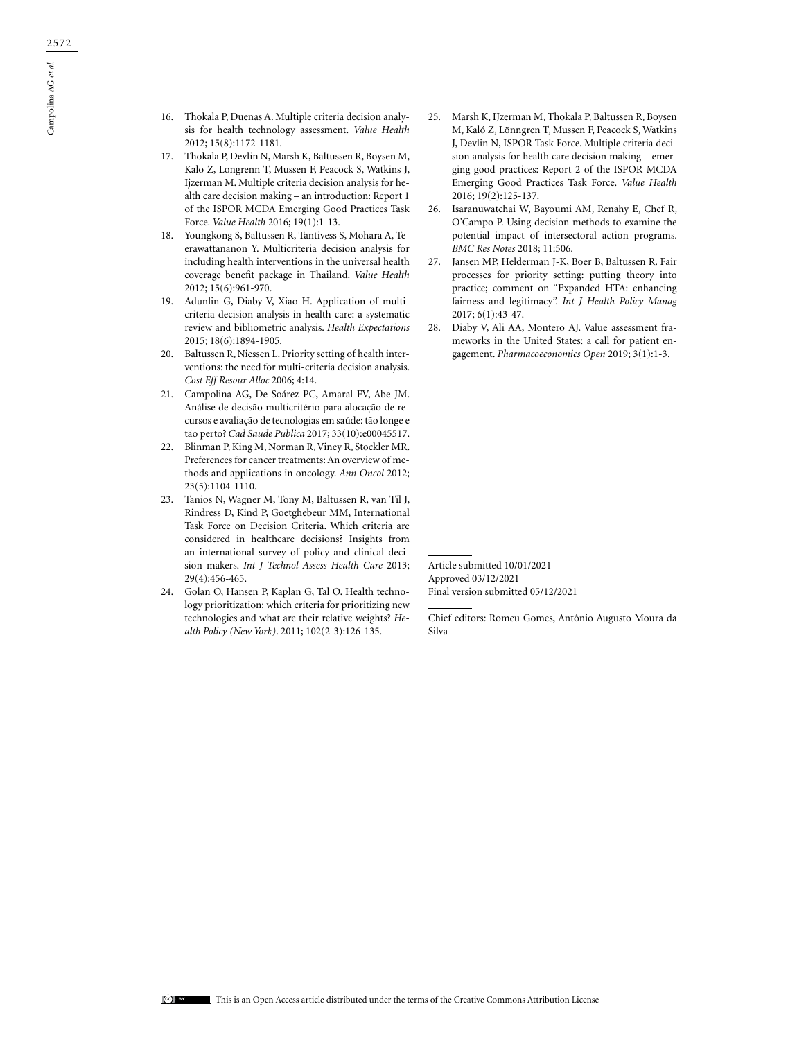16. Thokala P, Duenas A. Multiple criteria decision analysis for health technology assessment. *Value Health* 2012; 15(8):1172-1181.
17. Thokala P, Devlin N, Marsh K, Baltussen R, Boysen M, Kalo Z, Longrenn T, Mussen F, Peacock S, Watkins J, Ijzerman M. Multiple criteria decision analysis for health care decision making – an introduction: Report 1 of the ISPOR MCDA Emerging Good Practices Task Force. *Value Health* 2016; 19(1):1-13.
18. Youngkong S, Baltussen R, Tantivess S, Mohara A, Teerawattananon Y. Multicriteria decision analysis for including health interventions in the universal health coverage benefit package in Thailand. *Value Health* 2012; 15(6):961-970.
19. Adunlin G, Diaby V, Xiao H. Application of multicriteria decision analysis in health care: a systematic review and bibliometric analysis. *Health Expectations* 2015; 18(6):1894-1905.
20. Baltussen R, Niessen L. Priority setting of health interventions: the need for multi-criteria decision analysis. *Cost Eff Resour Alloc* 2006; 4:14.
21. Campolina AG, De Soárez PC, Amaral FV, Abe JM. Análise de decisão multicritério para alocação de recursos e avaliação de tecnologias em saúde: tão longe e tão perto? *Cad Saude Publica* 2017; 33(10):e00045517.
22. Blinman P, King M, Norman R, Viney R, Stockler MR. Preferences for cancer treatments: An overview of methods and applications in oncology. *Ann Oncol* 2012; 23(5):1104-1110.
23. Tanios N, Wagner M, Tony M, Baltussen R, van Til J, Rindress D, Kind P, Goetghebeur MM, International Task Force on Decision Criteria. Which criteria are considered in healthcare decisions? Insights from an international survey of policy and clinical decision makers. *Int J Technol Assess Health Care* 2013; 29(4):456-465.
24. Golan O, Hansen P, Kaplan G, Tal O. Health technology prioritization: which criteria for prioritizing new technologies and what are their relative weights? *Health Policy (New York)*. 2011; 102(2-3):126-135.
25. Marsh K, IJzerman M, Thokala P, Baltussen R, Boysen M, Kaló Z, Lönngren T, Mussen F, Peacock S, Watkins J, Devlin N, ISPOR Task Force. Multiple criteria decision analysis for health care decision making – emerging good practices: Report 2 of the ISPOR MCDA Emerging Good Practices Task Force. *Value Health* 2016; 19(2):125-137.
26. Isaranuwatchai W, Bayoumi AM, Renahy E, Chef R, O'Campo P. Using decision methods to examine the potential impact of intersectoral action programs. *BMC Res Notes* 2018; 11:506.
27. Jansen MP, Helderman J-K, Boer B, Baltussen R. Fair processes for priority setting: putting theory into practice; comment on "Expanded HTA: enhancing fairness and legitimacy". *Int J Health Policy Manag* 2017; 6(1):43-47.
28. Diaby V, Ali AA, Montero AJ. Value assessment frameworks in the United States: a call for patient engagement. *Pharmacoeconomics Open* 2019; 3(1):1-3.

Article submitted 10/01/2021
Approved 03/12/2021
Final version submitted 05/12/2021

Chief editors: Romeu Gomes, Antônio Augusto Moura da Silva

This is an Open Access article distributed under the terms of the Creative Commons Attribution License